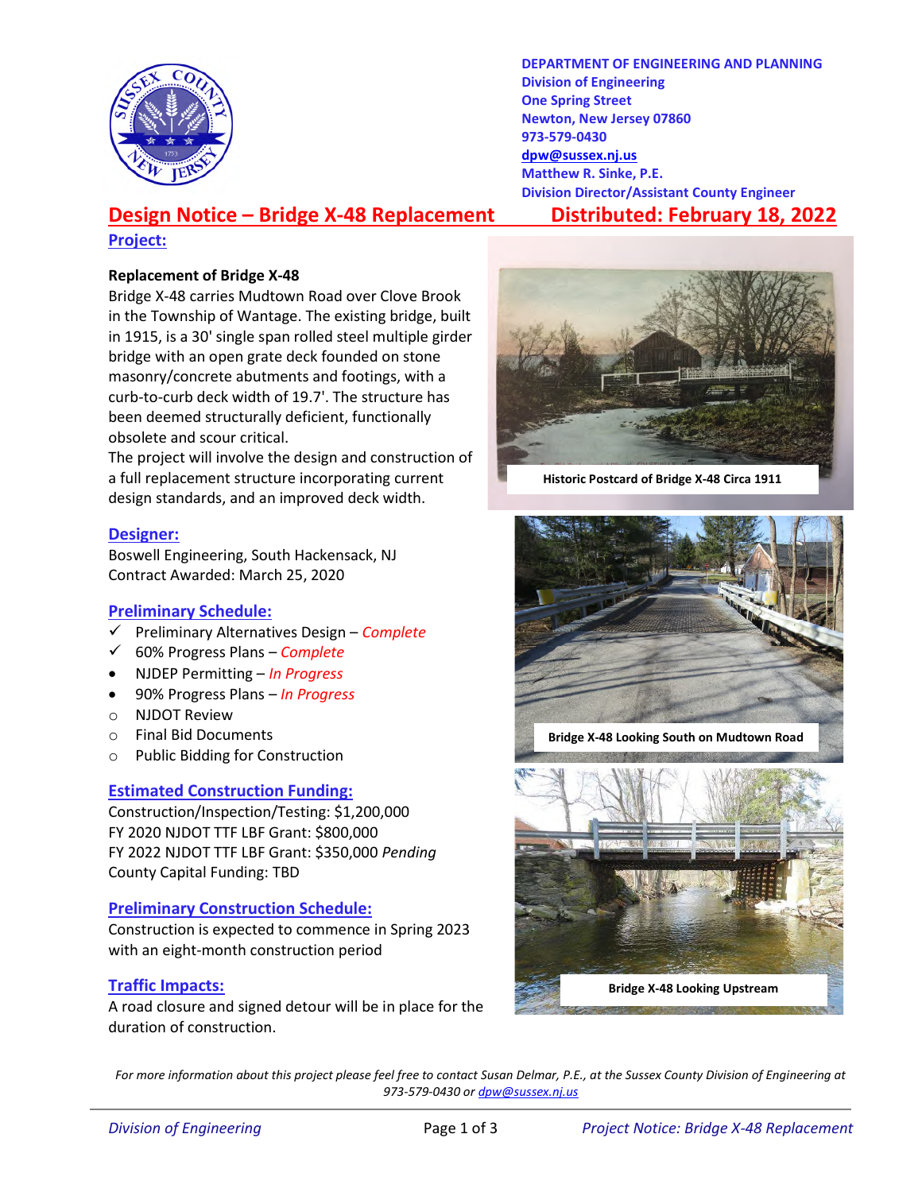**DEPARTMENT OF ENGINEERING AND PLANNING**
**Division of Engineering**
**One Spring Street**
**Newton, New Jersey 07860**
**973-579-0430**
**dpw@sussex.nj.us**
**Matthew R. Sinke, P.E.**
**Division Director/Assistant County Engineer**

# Design Notice – Bridge X-48 Replacement

**Distributed: February 18, 2022**

## Project:

**Replacement of Bridge X-48**

Bridge X-48 carries Mudtown Road over Clove Brook in the Township of Wantage. The existing bridge, built in 1915, is a 30' single span rolled steel multiple girder bridge with an open grate deck founded on stone masonry/concrete abutments and footings, with a curb-to-curb deck width of 19.7'. The structure has been deemed structurally deficient, functionally obsolete and scour critical.

The project will involve the design and construction of a full replacement structure incorporating current design standards, and an improved deck width.

## Designer:

Boswell Engineering, South Hackensack, NJ
Contract Awarded: March 25, 2020

## Preliminary Schedule:

- ✓ Preliminary Alternatives Design – *Complete*
- ✓ 60% Progress Plans – *Complete*
- • NJDEP Permitting – *In Progress*
- • 90% Progress Plans – *In Progress*
- ○ NJDOT Review
- ○ Final Bid Documents
- ○ Public Bidding for Construction

## Estimated Construction Funding:

Construction/Inspection/Testing: $1,200,000
FY 2020 NJDOT TTF LBF Grant: $800,000
FY 2022 NJDOT TTF LBF Grant: $350,000 *Pending*
County Capital Funding: TBD

## Preliminary Construction Schedule:

Construction is expected to commence in Spring 2023 with an eight-month construction period

## Traffic Impacts:

A road closure and signed detour will be in place for the duration of construction.

**Historic Postcard of Bridge X-48 Circa 1911**

**Bridge X-48 Looking South on Mudtown Road**

**Bridge X-48 Looking Upstream**

*For more information about this project please feel free to contact Susan Delmar, P.E., at the Sussex County Division of Engineering at 973-579-0430 or dpw@sussex.nj.us*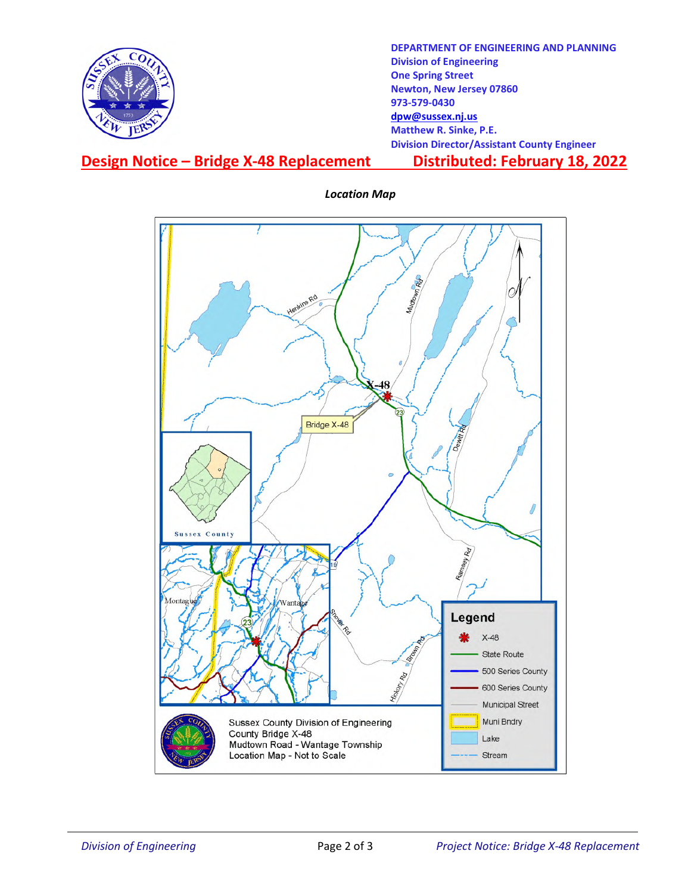DEPARTMENT OF ENGINEERING AND PLANNING
Division of Engineering
One Spring Street
Newton, New Jersey 07860
973-579-0430
dpw@sussex.nj.us
Matthew R. Sinke, P.E.
Division Director/Assistant County Engineer

# Design Notice – Bridge X-48 Replacement    Distributed: February 18, 2022

*Location Map*

Sussex County Division of Engineering
County Bridge X-48
Mudtown Road - Wantage Township
Location Map - Not to Scale

**Legend**

- X-48
- State Route
- 500 Series County
- 600 Series County
- Municipal Street
- Muni Bndry
- Lake
- Stream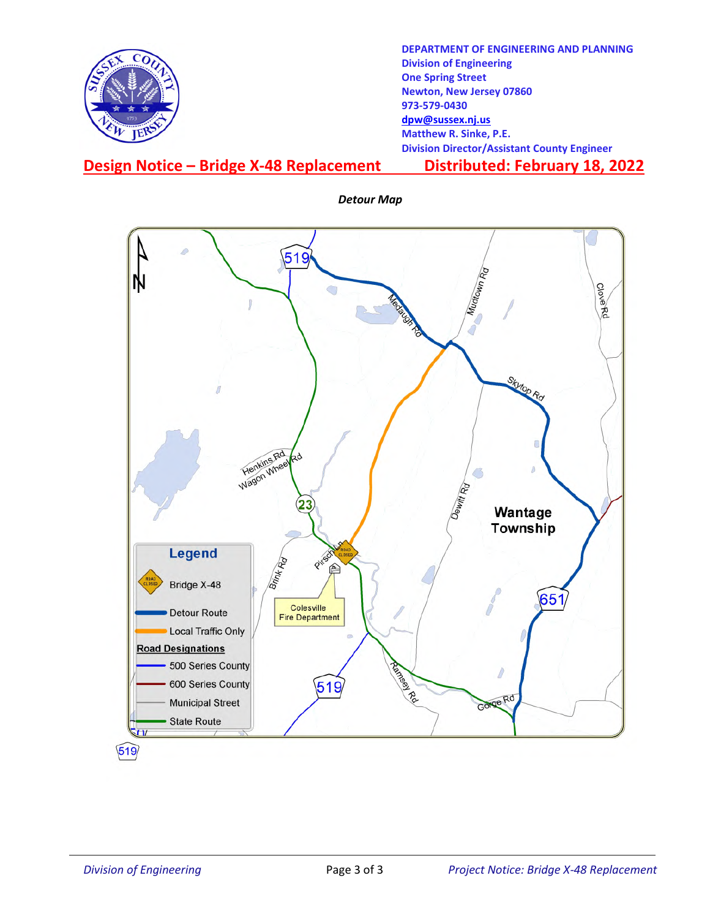DEPARTMENT OF ENGINEERING AND PLANNING
Division of Engineering
One Spring Street
Newton, New Jersey 07860
973-579-0430
dpw@sussex.nj.us
Matthew R. Sinke, P.E.
Division Director/Assistant County Engineer

## Design Notice – Bridge X-48 Replacement    Distributed: February 18, 2022

*Detour Map*

N

519
Medaugh Rd
Mudtown Rd
Clove Rd
Skytop Rd
Henkins Rd
Wagon Wheel Rd
23
Dewitt Rd
Wantage Township
Pirsch Ln
Brink Rd
Colesville Fire Department
651
519
Ramsey Rd
Gorge Rd
519

**Legend**
Bridge X-48
Detour Route
Local Traffic Only
Road Designations
500 Series County
600 Series County
Municipal Street
State Route